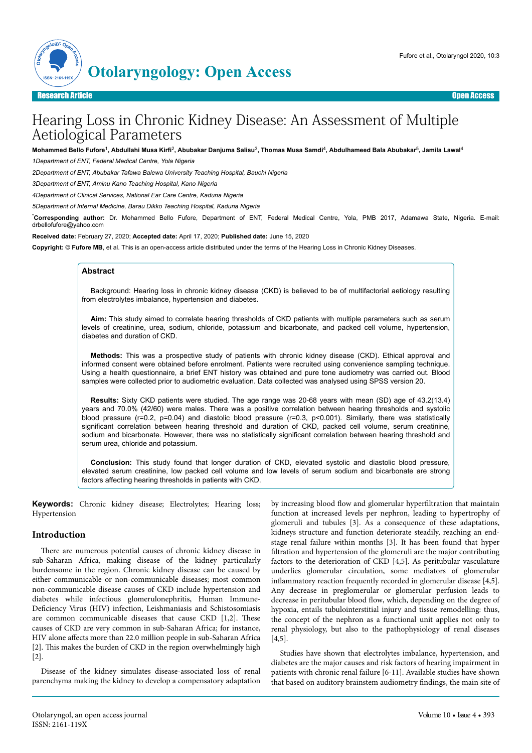Research Article | Open Access

# Hearing Loss in Chronic Kidney Disease: An Assessment of Multiple Aetiological Parameters

**Mohammed Bello Fufore[1], Abdullahi Musa Kirfi[2], Abubakar Danjuma Salisu[3], Thomas Musa Samdi[4], Abdulhameed Bala Abubakar[5], Jamila Lawal[4]**

*1Department of ENT, Federal Medical Centre, Yola Nigeria*

*2Department of ENT, Abubakar Tafawa Balewa University Teaching Hospital, Bauchi Nigeria*

*3Department of ENT, Aminu Kano Teaching Hospital, Kano Nigeria*

*4Department of Clinical Services, National Ear Care Centre, Kaduna Nigeria*

*5Department of Internal Medicine, Barau Dikko Teaching Hospital, Kaduna Nigeria*

***Corresponding author:** Dr. Mohammed Bello Fufore, Department of ENT, Federal Medical Centre, Yola, PMB 2017, Adamawa State, Nigeria. E-mail: drbellofufore@yahoo.com

**Received date:** February 27, 2020; **Accepted date:** April 17, 2020; **Published date:** June 15, 2020

**Copyright:** © **Fufore MB**, et al. This is an open-access article distributed under the terms of the Hearing Loss in Chronic Kidney Diseases.

## Abstract

Background: Hearing loss in chronic kidney disease (CKD) is believed to be of multifactorial aetiology resulting from electrolytes imbalance, hypertension and diabetes.

**Aim:** This study aimed to correlate hearing thresholds of CKD patients with multiple parameters such as serum levels of creatinine, urea, sodium, chloride, potassium and bicarbonate, and packed cell volume, hypertension, diabetes and duration of CKD.

**Methods:** This was a prospective study of patients with chronic kidney disease (CKD). Ethical approval and informed consent were obtained before enrolment. Patients were recruited using convenience sampling technique. Using a health questionnaire, a brief ENT history was obtained and pure tone audiometry was carried out. Blood samples were collected prior to audiometric evaluation. Data collected was analysed using SPSS version 20.

**Results:** Sixty CKD patients were studied. The age range was 20-68 years with mean (SD) age of 43.2(13.4) years and 70.0% (42/60) were males. There was a positive correlation between hearing thresholds and systolic blood pressure ($r=0.2$, $p=0.04$) and diastolic blood pressure ($r=0.3$, $p<0.001$). Similarly, there was statistically significant correlation between hearing threshold and duration of CKD, packed cell volume, serum creatinine, sodium and bicarbonate. However, there was no statistically significant correlation between hearing threshold and serum urea, chloride and potassium.

**Conclusion:** This study found that longer duration of CKD, elevated systolic and diastolic blood pressure, elevated serum creatinine, low packed cell volume and low levels of serum sodium and bicarbonate are strong factors affecting hearing thresholds in patients with CKD.

**Keywords:** Chronic kidney disease; Electrolytes; Hearing loss; Hypertension

## Introduction

There are numerous potential causes of chronic kidney disease in sub-Saharan Africa, making disease of the kidney particularly burdensome in the region. Chronic kidney disease can be caused by either communicable or non-communicable diseases; most common non-communicable disease causes of CKD include hypertension and diabetes while infectious glomerulonephritis, Human Immune-Deficiency Virus (HIV) infection, Leishmaniasis and Schistosomiasis are common communicable diseases that cause CKD [1,2]. These causes of CKD are very common in sub-Saharan Africa; for instance, HIV alone affects more than 22.0 million people in sub-Saharan Africa [2]. This makes the burden of CKD in the region overwhelmingly high [2].

Disease of the kidney simulates disease-associated loss of renal parenchyma making the kidney to develop a compensatory adaptation by increasing blood flow and glomerular hyperfiltration that maintain function at increased levels per nephron, leading to hypertrophy of glomeruli and tubules [3]. As a consequence of these adaptations, kidneys structure and function deteriorate steadily, reaching an end-stage renal failure within months [3]. It has been found that hyper filtration and hypertension of the glomeruli are the major contributing factors to the deterioration of CKD [4,5]. As peritubular vasculature underlies glomerular circulation, some mediators of glomerular inflammatory reaction frequently recorded in glomerular disease [4,5]. Any decrease in preglomerular or glomerular perfusion leads to decrease in peritubular blood flow, which, depending on the degree of hypoxia, entails tubulointerstitial injury and tissue remodelling: thus, the concept of the nephron as a functional unit applies not only to renal physiology, but also to the pathophysiology of renal diseases [4,5].

Studies have shown that electrolytes imbalance, hypertension, and diabetes are the major causes and risk factors of hearing impairment in patients with chronic renal failure [6-11]. Available studies have shown that based on auditory brainstem audiometry findings, the main site of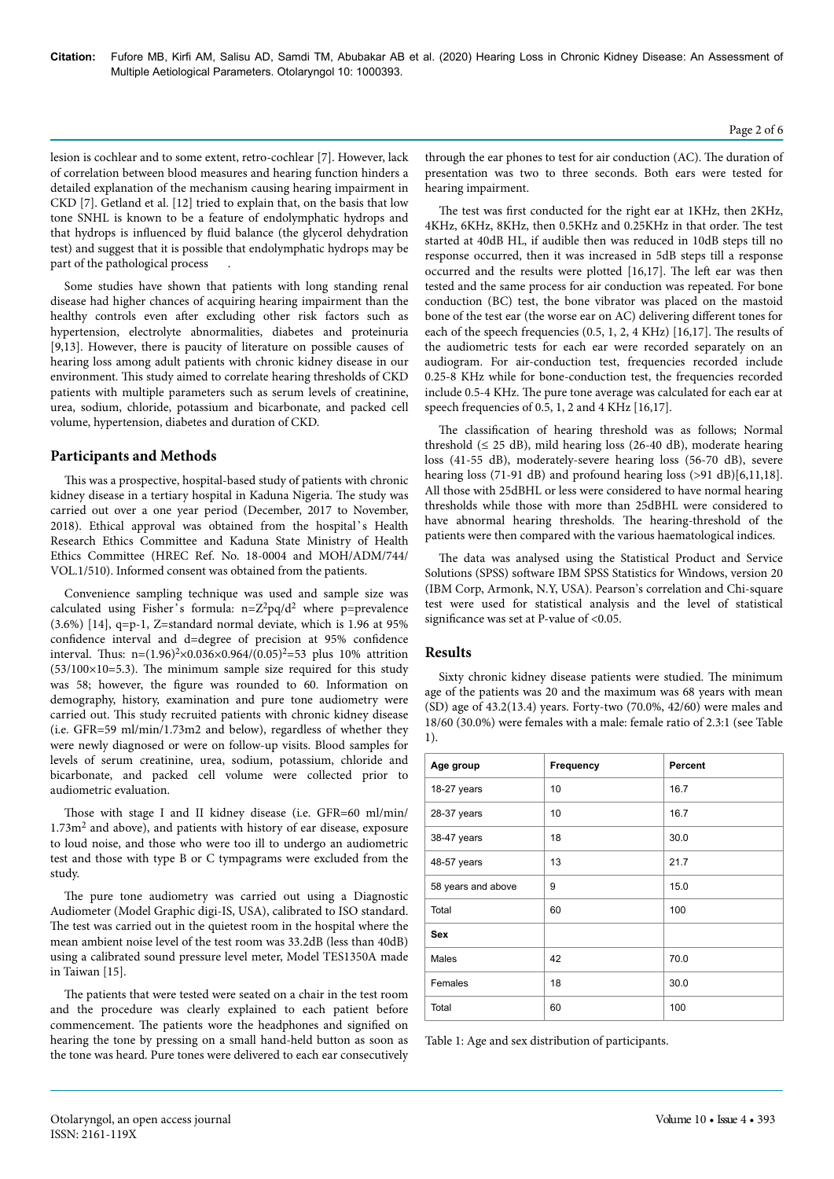lesion is cochlear and to some extent, retro-cochlear [7]. However, lack of correlation between blood measures and hearing function hinders a detailed explanation of the mechanism causing hearing impairment in CKD [7]. Getland et al. [12] tried to explain that, on the basis that low tone SNHL is known to be a feature of endolymphatic hydrops and that hydrops is influenced by fluid balance (the glycerol dehydration test) and suggest that it is possible that endolymphatic hydrops may be part of the pathological process.

Some studies have shown that patients with long standing renal disease had higher chances of acquiring hearing impairment than the healthy controls even after excluding other risk factors such as hypertension, electrolyte abnormalities, diabetes and proteinuria [9,13]. However, there is paucity of literature on possible causes of hearing loss among adult patients with chronic kidney disease in our environment. This study aimed to correlate hearing thresholds of CKD patients with multiple parameters such as serum levels of creatinine, urea, sodium, chloride, potassium and bicarbonate, and packed cell volume, hypertension, diabetes and duration of CKD.

## Participants and Methods

This was a prospective, hospital-based study of patients with chronic kidney disease in a tertiary hospital in Kaduna Nigeria. The study was carried out over a one year period (December, 2017 to November, 2018). Ethical approval was obtained from the hospital's Health Research Ethics Committee and Kaduna State Ministry of Health Ethics Committee (HREC Ref. No. 18-0004 and MOH/ADM/744/VOL.1/510). Informed consent was obtained from the patients.

Convenience sampling technique was used and sample size was calculated using Fisher's formula: $n=Z^2pq/d^2$ where p=prevalence (3.6%) [14], q=p-1, Z=standard normal deviate, which is 1.96 at 95% confidence interval and d=degree of precision at 95% confidence interval. Thus: $n=(1.96)^2\times0.036\times0.964/(0.05)^2=53$ plus 10% attrition (53/100×10=5.3). The minimum sample size required for this study was 58; however, the figure was rounded to 60. Information on demography, history, examination and pure tone audiometry were carried out. This study recruited patients with chronic kidney disease (i.e. GFR=59 ml/min/1.73m2 and below), regardless of whether they were newly diagnosed or were on follow-up visits. Blood samples for levels of serum creatinine, urea, sodium, potassium, chloride and bicarbonate, and packed cell volume were collected prior to audiometric evaluation.

Those with stage I and II kidney disease (i.e. GFR=60 ml/min/1.73m$^2$ and above), and patients with history of ear disease, exposure to loud noise, and those who were too ill to undergo an audiometric test and those with type B or C tympagrams were excluded from the study.

The pure tone audiometry was carried out using a Diagnostic Audiometer (Model Graphic digi-IS, USA), calibrated to ISO standard. The test was carried out in the quietest room in the hospital where the mean ambient noise level of the test room was 33.2dB (less than 40dB) using a calibrated sound pressure level meter, Model TES1350A made in Taiwan [15].

The patients that were tested were seated on a chair in the test room and the procedure was clearly explained to each patient before commencement. The patients wore the headphones and signified on hearing the tone by pressing on a small hand-held button as soon as the tone was heard. Pure tones were delivered to each ear consecutively through the ear phones to test for air conduction (AC). The duration of presentation was two to three seconds. Both ears were tested for hearing impairment.

The test was first conducted for the right ear at 1KHz, then 2KHz, 4KHz, 6KHz, 8KHz, then 0.5KHz and 0.25KHz in that order. The test started at 40dB HL, if audible then was reduced in 10dB steps till no response occurred, then it was increased in 5dB steps till a response occurred and the results were plotted [16,17]. The left ear was then tested and the same process for air conduction was repeated. For bone conduction (BC) test, the bone vibrator was placed on the mastoid bone of the test ear (the worse ear on AC) delivering different tones for each of the speech frequencies (0.5, 1, 2, 4 KHz) [16,17]. The results of the audiometric tests for each ear were recorded separately on an audiogram. For air-conduction test, frequencies recorded include 0.25-8 KHz while for bone-conduction test, the frequencies recorded include 0.5-4 KHz. The pure tone average was calculated for each ear at speech frequencies of 0.5, 1, 2 and 4 KHz [16,17].

The classification of hearing threshold was as follows; Normal threshold (≤ 25 dB), mild hearing loss (26-40 dB), moderate hearing loss (41-55 dB), moderately-severe hearing loss (56-70 dB), severe hearing loss (71-91 dB) and profound hearing loss (>91 dB)[6,11,18]. All those with 25dBHL or less were considered to have normal hearing thresholds while those with more than 25dBHL were considered to have abnormal hearing thresholds. The hearing-threshold of the patients were then compared with the various haematological indices.

The data was analysed using the Statistical Product and Service Solutions (SPSS) software IBM SPSS Statistics for Windows, version 20 (IBM Corp, Armonk, N.Y, USA). Pearson's correlation and Chi-square test were used for statistical analysis and the level of statistical significance was set at P-value of <0.05.

## Results

Sixty chronic kidney disease patients were studied. The minimum age of the patients was 20 and the maximum was 68 years with mean (SD) age of 43.2(13.4) years. Forty-two (70.0%, 42/60) were males and 18/60 (30.0%) were females with a male: female ratio of 2.3:1 (see Table 1).

| Age group | Frequency | Percent |
|---|---|---|
| 18-27 years | 10 | 16.7 |
| 28-37 years | 10 | 16.7 |
| 38-47 years | 18 | 30.0 |
| 48-57 years | 13 | 21.7 |
| 58 years and above | 9 | 15.0 |
| Total | 60 | 100 |
| **Sex** | | |
| Males | 42 | 70.0 |
| Females | 18 | 30.0 |
| Total | 60 | 100 |

Table 1: Age and sex distribution of participants.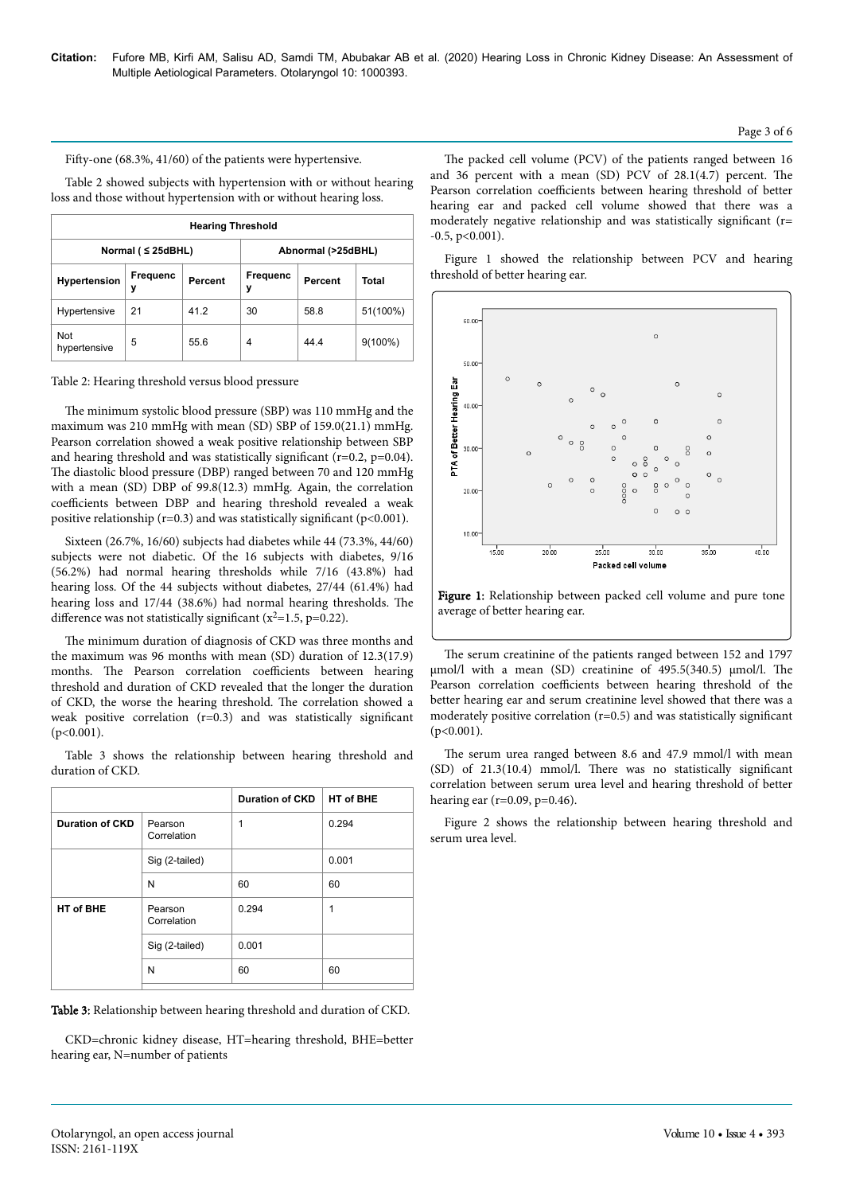Fifty-one (68.3%, 41/60) of the patients were hypertensive.

Table 2 showed subjects with hypertension with or without hearing loss and those without hypertension with or without hearing loss.

| Hearing Threshold | | | | | |
|---|---|---|---|---|---|
| | Normal ( ≤ 25dBHL) | | Abnormal (>25dBHL) | | |
| **Hypertension** | **Frequency** | **Percent** | **Frequency** | **Percent** | **Total** |
| Hypertensive | 21 | 41.2 | 30 | 58.8 | 51(100%) |
| Not hypertensive | 5 | 55.6 | 4 | 44.4 | 9(100%) |

Table 2: Hearing threshold versus blood pressure

The minimum systolic blood pressure (SBP) was 110 mmHg and the maximum was 210 mmHg with mean (SD) SBP of 159.0(21.1) mmHg. Pearson correlation showed a weak positive relationship between SBP and hearing threshold and was statistically significant (r=0.2, p=0.04). The diastolic blood pressure (DBP) ranged between 70 and 120 mmHg with a mean (SD) DBP of 99.8(12.3) mmHg. Again, the correlation coefficients between DBP and hearing threshold revealed a weak positive relationship (r=0.3) and was statistically significant (p<0.001).

Sixteen (26.7%, 16/60) subjects had diabetes while 44 (73.3%, 44/60) subjects were not diabetic. Of the 16 subjects with diabetes, 9/16 (56.2%) had normal hearing thresholds while 7/16 (43.8%) had hearing loss. Of the 44 subjects without diabetes, 27/44 (61.4%) had hearing loss and 17/44 (38.6%) had normal hearing thresholds. The difference was not statistically significant ($x^2$=1.5, p=0.22).

The minimum duration of diagnosis of CKD was three months and the maximum was 96 months with mean (SD) duration of 12.3(17.9) months. The Pearson correlation coefficients between hearing threshold and duration of CKD revealed that the longer the duration of CKD, the worse the hearing threshold. The correlation showed a weak positive correlation (r=0.3) and was statistically significant (p<0.001).

Table 3 shows the relationship between hearing threshold and duration of CKD.

| | | Duration of CKD | HT of BHE |
|---|---|---|---|
| **Duration of CKD** | Pearson Correlation | 1 | 0.294 |
| | Sig (2-tailed) | | 0.001 |
| | N | 60 | 60 |
| **HT of BHE** | Pearson Correlation | 0.294 | 1 |
| | Sig (2-tailed) | 0.001 | |
| | N | 60 | 60 |

Table 3: Relationship between hearing threshold and duration of CKD.

CKD=chronic kidney disease, HT=hearing threshold, BHE=better hearing ear, N=number of patients

The packed cell volume (PCV) of the patients ranged between 16 and 36 percent with a mean (SD) PCV of 28.1(4.7) percent. The Pearson correlation coefficients between hearing threshold of better hearing ear and packed cell volume showed that there was a moderately negative relationship and was statistically significant (r= -0.5, p<0.001).

Figure 1 showed the relationship between PCV and hearing threshold of better hearing ear.

Figure 1: Relationship between packed cell volume and pure tone average of better hearing ear.

The serum creatinine of the patients ranged between 152 and 1797 μmol/l with a mean (SD) creatinine of 495.5(340.5) μmol/l. The Pearson correlation coefficients between hearing threshold of the better hearing ear and serum creatinine level showed that there was a moderately positive correlation (r=0.5) and was statistically significant (p<0.001).

The serum urea ranged between 8.6 and 47.9 mmol/l with mean (SD) of 21.3(10.4) mmol/l. There was no statistically significant correlation between serum urea level and hearing threshold of better hearing ear (r=0.09, p=0.46).

Figure 2 shows the relationship between hearing threshold and serum urea level.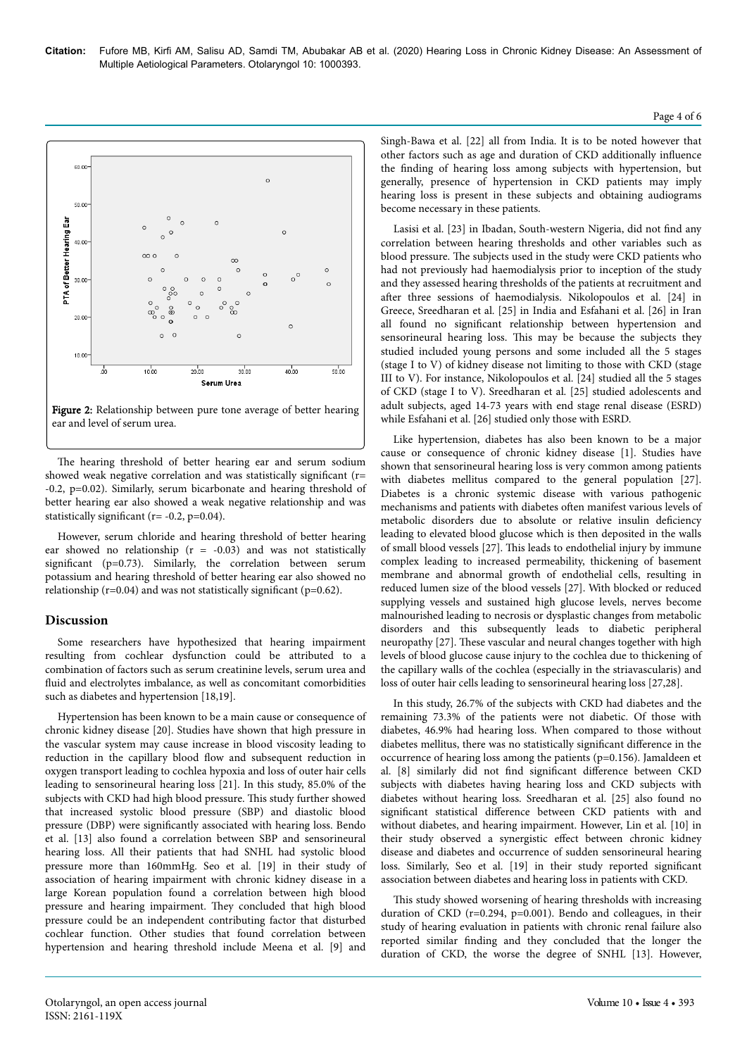Figure 2: Relationship between pure tone average of better hearing ear and level of serum urea.

The hearing threshold of better hearing ear and serum sodium showed weak negative correlation and was statistically significant (r= -0.2, p=0.02). Similarly, serum bicarbonate and hearing threshold of better hearing ear also showed a weak negative relationship and was statistically significant (r= -0.2, p=0.04).

However, serum chloride and hearing threshold of better hearing ear showed no relationship (r = -0.03) and was not statistically significant (p=0.73). Similarly, the correlation between serum potassium and hearing threshold of better hearing ear also showed no relationship (r=0.04) and was not statistically significant (p=0.62).

## Discussion

Some researchers have hypothesized that hearing impairment resulting from cochlear dysfunction could be attributed to a combination of factors such as serum creatinine levels, serum urea and fluid and electrolytes imbalance, as well as concomitant comorbidities such as diabetes and hypertension [18,19].

Hypertension has been known to be a main cause or consequence of chronic kidney disease [20]. Studies have shown that high pressure in the vascular system may cause increase in blood viscosity leading to reduction in the capillary blood flow and subsequent reduction in oxygen transport leading to cochlea hypoxia and loss of outer hair cells leading to sensorineural hearing loss [21]. In this study, 85.0% of the subjects with CKD had high blood pressure. This study further showed that increased systolic blood pressure (SBP) and diastolic blood pressure (DBP) were significantly associated with hearing loss. Bendo et al. [13] also found a correlation between SBP and sensorineural hearing loss. All their patients that had SNHL had systolic blood pressure more than 160mmHg. Seo et al. [19] in their study of association of hearing impairment with chronic kidney disease in a large Korean population found a correlation between high blood pressure and hearing impairment. They concluded that high blood pressure could be an independent contributing factor that disturbed cochlear function. Other studies that found correlation between hypertension and hearing threshold include Meena et al. [9] and Singh-Bawa et al. [22] all from India. It is to be noted however that other factors such as age and duration of CKD additionally influence the finding of hearing loss among subjects with hypertension, but generally, presence of hypertension in CKD patients may imply hearing loss is present in these subjects and obtaining audiograms become necessary in these patients.

Lasisi et al. [23] in Ibadan, South-western Nigeria, did not find any correlation between hearing thresholds and other variables such as blood pressure. The subjects used in the study were CKD patients who had not previously had haemodialysis prior to inception of the study and they assessed hearing thresholds of the patients at recruitment and after three sessions of haemodialysis. Nikolopoulos et al. [24] in Greece, Sreedharan et al. [25] in India and Esfahani et al. [26] in Iran all found no significant relationship between hypertension and sensorineural hearing loss. This may be because the subjects they studied included young persons and some included all the 5 stages (stage I to V) of kidney disease not limiting to those with CKD (stage III to V). For instance, Nikolopoulos et al. [24] studied all the 5 stages of CKD (stage I to V). Sreedharan et al. [25] studied adolescents and adult subjects, aged 14-73 years with end stage renal disease (ESRD) while Esfahani et al. [26] studied only those with ESRD.

Like hypertension, diabetes has also been known to be a major cause or consequence of chronic kidney disease [1]. Studies have shown that sensorineural hearing loss is very common among patients with diabetes mellitus compared to the general population [27]. Diabetes is a chronic systemic disease with various pathogenic mechanisms and patients with diabetes often manifest various levels of metabolic disorders due to absolute or relative insulin deficiency leading to elevated blood glucose which is then deposited in the walls of small blood vessels [27]. This leads to endothelial injury by immune complex leading to increased permeability, thickening of basement membrane and abnormal growth of endothelial cells, resulting in reduced lumen size of the blood vessels [27]. With blocked or reduced supplying vessels and sustained high glucose levels, nerves become malnourished leading to necrosis or dysplastic changes from metabolic disorders and this subsequently leads to diabetic peripheral neuropathy [27]. These vascular and neural changes together with high levels of blood glucose cause injury to the cochlea due to thickening of the capillary walls of the cochlea (especially in the striavascularis) and loss of outer hair cells leading to sensorineural hearing loss [27,28].

In this study, 26.7% of the subjects with CKD had diabetes and the remaining 73.3% of the patients were not diabetic. Of those with diabetes, 46.9% had hearing loss. When compared to those without diabetes mellitus, there was no statistically significant difference in the occurrence of hearing loss among the patients (p=0.156). Jamaldeen et al. [8] similarly did not find significant difference between CKD subjects with diabetes having hearing loss and CKD subjects with diabetes without hearing loss. Sreedharan et al. [25] also found no significant statistical difference between CKD patients with and without diabetes, and hearing impairment. However, Lin et al. [10] in their study observed a synergistic effect between chronic kidney disease and diabetes and occurrence of sudden sensorineural hearing loss. Similarly, Seo et al. [19] in their study reported significant association between diabetes and hearing loss in patients with CKD.

This study showed worsening of hearing thresholds with increasing duration of CKD (r=0.294, p=0.001). Bendo and colleagues, in their study of hearing evaluation in patients with chronic renal failure also reported similar finding and they concluded that the longer the duration of CKD, the worse the degree of SNHL [13]. However,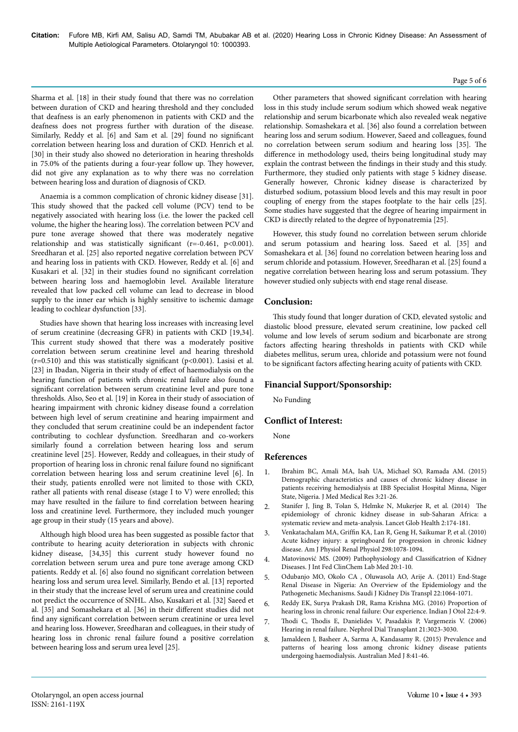Sharma et al. [18] in their study found that there was no correlation between duration of CKD and hearing threshold and they concluded that deafness is an early phenomenon in patients with CKD and the deafness does not progress further with duration of the disease. Similarly, Reddy et al. [6] and Sam et al. [29] found no significant correlation between hearing loss and duration of CKD. Henrich et al. [30] in their study also showed no deterioration in hearing thresholds in 75.0% of the patients during a four-year follow up. They however, did not give any explanation as to why there was no correlation between hearing loss and duration of diagnosis of CKD.

Anaemia is a common complication of chronic kidney disease [31]. This study showed that the packed cell volume (PCV) tend to be negatively associated with hearing loss (i.e. the lower the packed cell volume, the higher the hearing loss). The correlation between PCV and pure tone average showed that there was a moderately negative relationship and was statistically significant ($r=-0.461$, $p<0.001$). Sreedharan et al. [25] also reported negative correlation between PCV and hearing loss in patients with CKD. However, Reddy et al. [6] and Kusakari et al. [32] in their studies found no significant correlation between hearing loss and haemoglobin level. Available literature revealed that low packed cell volume can lead to decrease in blood supply to the inner ear which is highly sensitive to ischemic damage leading to cochlear dysfunction [33].

Studies have shown that hearing loss increases with increasing level of serum creatinine (decreasing GFR) in patients with CKD [19,34]. This current study showed that there was a moderately positive correlation between serum creatinine level and hearing threshold ($r=0.510$) and this was statistically significant ($p<0.001$). Lasisi et al. [23] in Ibadan, Nigeria in their study of effect of haemodialysis on the hearing function of patients with chronic renal failure also found a significant correlation between serum creatinine level and pure tone thresholds. Also, Seo et al. [19] in Korea in their study of association of hearing impairment with chronic kidney disease found a correlation between high level of serum creatinine and hearing impairment and they concluded that serum creatinine could be an independent factor contributing to cochlear dysfunction. Sreedharan and co-workers similarly found a correlation between hearing loss and serum creatinine level [25]. However, Reddy and colleagues, in their study of proportion of hearing loss in chronic renal failure found no significant correlation between hearing loss and serum creatinine level [6]. In their study, patients enrolled were not limited to those with CKD, rather all patients with renal disease (stage I to V) were enrolled; this may have resulted in the failure to find correlation between hearing loss and creatinine level. Furthermore, they included much younger age group in their study (15 years and above).

Although high blood urea has been suggested as possible factor that contribute to hearing acuity deterioration in subjects with chronic kidney disease, [34,35] this current study however found no correlation between serum urea and pure tone average among CKD patients. Reddy et al. [6] also found no significant correlation between hearing loss and serum urea level. Similarly, Bendo et al. [13] reported in their study that the increase level of serum urea and creatinine could not predict the occurrence of SNHL. Also, Kusakari et al. [32] Saeed et al. [35] and Somashekara et al. [36] in their different studies did not find any significant correlation between serum creatinine or urea level and hearing loss. However, Sreedharan and colleagues, in their study of hearing loss in chronic renal failure found a positive correlation between hearing loss and serum urea level [25].

Other parameters that showed significant correlation with hearing loss in this study include serum sodium which showed weak negative relationship and serum bicarbonate which also revealed weak negative relationship. Somashekara et al. [36] also found a correlation between hearing loss and serum sodium. However, Saeed and colleagues, found no correlation between serum sodium and hearing loss [35]. The difference in methodology used, theirs being longitudinal study may explain the contrast between the findings in their study and this study. Furthermore, they studied only patients with stage 5 kidney disease. Generally however, Chronic kidney disease is characterized by disturbed sodium, potassium blood levels and this may result in poor coupling of energy from the stapes footplate to the hair cells [25]. Some studies have suggested that the degree of hearing impairment in CKD is directly related to the degree of hyponatremia [25].

However, this study found no correlation between serum chloride and serum potassium and hearing loss. Saeed et al. [35] and Somashekara et al. [36] found no correlation between hearing loss and serum chloride and potassium. However, Sreedharan et al. [25] found a negative correlation between hearing loss and serum potassium. They however studied only subjects with end stage renal disease.

## Conclusion:

This study found that longer duration of CKD, elevated systolic and diastolic blood pressure, elevated serum creatinine, low packed cell volume and low levels of serum sodium and bicarbonate are strong factors affecting hearing thresholds in patients with CKD while diabetes mellitus, serum urea, chloride and potassium were not found to be significant factors affecting hearing acuity of patients with CKD.

## Financial Support/Sponsorship:

No Funding

## Conflict of Interest:

None

## References

1. Ibrahim BC, Amali MA, Isah UA, Michael SO, Ramada AM. (2015) Demographic characteristics and causes of chronic kidney disease in patients receiving hemodialysis at IBB Specialist Hospital Minna, Niger State, Nigeria. J Med Medical Res 3:21-26.
2. Stanifer J, Jing B, Tolan S, Helmke N, Mukerjee R, et al. (2014) The epidemiology of chronic kidney disease in sub-Saharan Africa: a systematic review and meta-analysis. Lancet Glob Health 2:174-181.
3. Venkatachalam MA, Griffin KA, Lan R, Geng H, Saikumar P, et al. (2010) Acute kidney injury: a springboard for progression in chronic kidney disease. Am J Physiol Renal Physiol 298:1078-1094.
4. Matovinović MS. (2009) Pathophysiology and Classificatrion of Kidney Diseases. J Int Fed ClinChem Lab Med 20:1-10.
5. Odubanjo MO, Okolo CA , Oluwasola AO, Arije A. (2011) End-Stage Renal Disease in Nigeria: An Overview of the Epidemiology and the Pathogenetic Mechanisms. Saudi J Kidney Dis Transpl 22:1064-1071.
6. Reddy EK, Surya Prakash DR, Rama Krishna MG. (2016) Proportion of hearing loss in chronic renal failure: Our experience. Indian J Otol 22:4-9.
7. Thodi C, Thodis E, Danielides V, Pasadakis P, Vargemezis V. (2006) Hearing in renal failure. Nephrol Dial Transplant 21:3023-3030.
8. Jamaldeen J, Basheer A, Sarma A, Kandasamy R. (2015) Prevalence and patterns of hearing loss among chronic kidney disease patients undergoing haemodialysis. Australian Med J 8:41-46.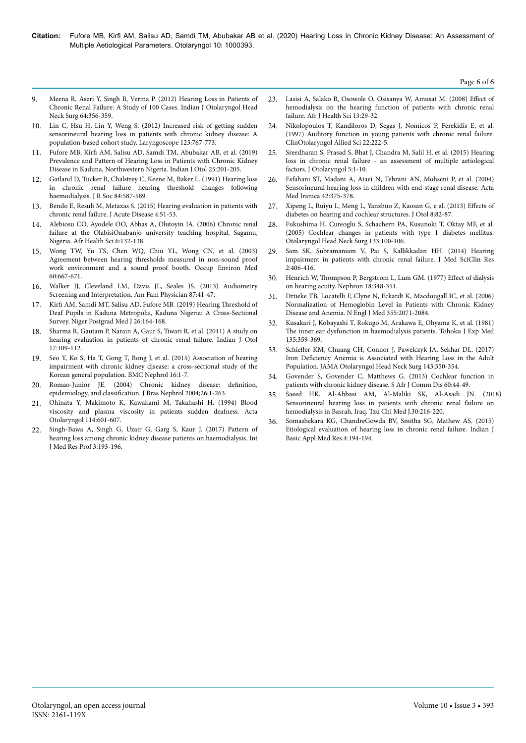9. Meena R, Aseri Y, Singh B, Verma P. (2012) Hearing Loss in Patients of Chronic Renal Failure: A Study of 100 Cases. Indian J Otolaryngol Head Neck Surg 64:356-359.
10. Lin C, Hsu H, Lin Y, Weng S. (2012) Increased risk of getting sudden sensorineural hearing loss in patients with chronic kidney disease: A population-based cohort study. Laryngoscope 123:767-773.
11. Fufore MB, Kirfi AM, Salisu AD, Samdi TM, Abubakar AB, et al. (2019) Prevalence and Pattern of Hearing Loss in Patients with Chronic Kidney Disease in Kaduna, Northwestern Nigeria. Indian J Otol 25:201-205.
12. Gatland D, Tucker B, Chalstrey C, Keene M, Baker L. (1991) Hearing loss in chronic renal failure hearing threshold changes following haemodialysis. J R Soc 84:587-589.
13. Bendo E, Resuli M, Metaxas S. (2015) Hearing evaluation in patients with chronic renal failure. J Acute Disease 4:51-53.
14. Alebiosu CO, Ayodele OO, Abbas A, Olutoyin IA. (2006) Chronic renal failure at the OlabisiOnabanjo university teaching hospital, Sagamu, Nigeria. Afr Health Sci 6:132-138.
15. Wong TW, Yu TS, Chen WQ, Chiu YL, Wong CN, et al. (2003) Agreement between hearing thresholds measured in non-sound proof work environment and a sound proof booth. Occup Environ Med 60:667-671.
16. Walker JJ, Cleveland LM, Davis JL, Seales JS. (2013) Audiometry Screening and Interpretation. Am Fam Physician 87:41-47.
17. Kirfi AM, Samdi MT, Salisu AD, Fufore MB. (2019) Hearing Threshold of Deaf Pupils in Kaduna Metropolis, Kaduna Nigeria: A Cross-Sectional Survey. Niger Postgrad Med J 26:164-168.
18. Sharma R, Gautam P, Narain A, Gaur S, Tiwari R, et al. (2011) A study on hearing evaluation in patients of chronic renal failure. Indian J Otol 17:109-112.
19. Seo Y, Ko S, Ha T, Gong T, Bong J, et al. (2015) Association of hearing impairment with chronic kidney disease: a cross-sectional study of the Korean general population. BMC Nephrol 16:1-7.
20. Romao-Junior JE. (2004) Chronic kidney disease: definition, epidemiology, and classification. J Bras Nephrol 2004;26:1-263.
21. Ohinata Y, Makimoto K, Kawakami M, Takahashi H. (1994) Blood viscosity and plasma viscosity in patients sudden deafness. Acta Otolaryngol 114:601-607.
22. Singh-Bawa A, Singh G, Uzair G, Garg S, Kaur J. (2017) Pattern of hearing loss among chronic kidney disease patients on haemodialysis. Int J Med Res Prof 3:193-196.
23. Lasisi A, Salako B, Osowole O, Osisanya W, Amusat M. (2008) Effect of hemodialysis on the hearing function of patients with chronic renal failure. Afr J Health Sci 13:29-32.
24. Nikolopoulos T, Kandiloros D, Segas J, Nomicos P, Ferekidis E, et al. (1997) Auditory function in young patients with chronic renal failure. ClinOtolaryngol Allied Sci 22:222-5.
25. Sreedharan S, Prasad S, Bhat J, Chandra M, Salil H, et al. (2015) Hearing loss in chronic renal failure - an assessment of multiple aetiological factors. J Otolaryngol 5:1-10.
26. Esfahani ST, Madani A, Ataei N, Tehrani AN, Mohseni P, et al. (2004) Sensorineural hearing loss in children with end-stage renal disease. Acta Med Iranica 42:375-378.
27. Xipeng L, Ruiyu L, Meng L, Yanzhuo Z, Kaosan G, e al. (2013) Effects of diabetes on hearing and cochlear structures. J Otol 8:82-87.
28. Fukushima H, Cureoglu S, Schachern PA, Kusunoki T, Oktay MF, et al. (2005) Cochlear changes in patients with type 1 diabetes mellitus. Otolaryngol Head Neck Surg 133:100-106.
29. Sam SK, Subramaniam V, Pai S, Kallikkadan HH. (2014) Hearing impairment in patients with chronic renal failure. J Med SciClin Res 2:406-416.
30. Henrich W, Thompson P, Bergstrom L, Lum GM. (1977) Effect of dialysis on hearing acuity. Nephron 18:348-351.
31. Drüeke TB, Locatelli F, Clyne N, Eckardt K, Macdougall IC, et al. (2006) Normalization of Hemoglobin Level in Patients with Chronic Kidney Disease and Anemia. N Engl J Med 355:2071-2084.
32. Kusakari J, Kobayashi T, Rokugo M, Arakawa E, Ohyama K, et al. (1981) The inner ear dysfunction in haemodialysis patients. Tohoku J Exp Med 135:359-369.
33. Schieffer KM, Chuang CH, Connor J, Pawelczyk JA, Sekhar DL. (2017) Iron Deficiency Anemia is Associated with Hearing Loss in the Adult Population. JAMA Otolaryngol Head Neck Surg 143:350-354.
34. Govender S, Govender C, Matthews G. (2013) Cochlear function in patients with chronic kidney disease. S Afr J Comm Dis 60:44-49.
35. Saeed HK, Al-Abbasi AM, Al-Maliki SK, Al-Asadi JN. (2018) Sensorineural hearing loss in patients with chronic renal failure on hemodialysis in Basrah, Iraq. Tzu Chi Med J.30:216-220.
36. Somashekara KG, ChandreGowda BV, Smitha SG, Mathew AS. (2015) Etiological evaluation of hearing loss in chronic renal failure. Indian J Basic Appl Med Res.4:194-194.